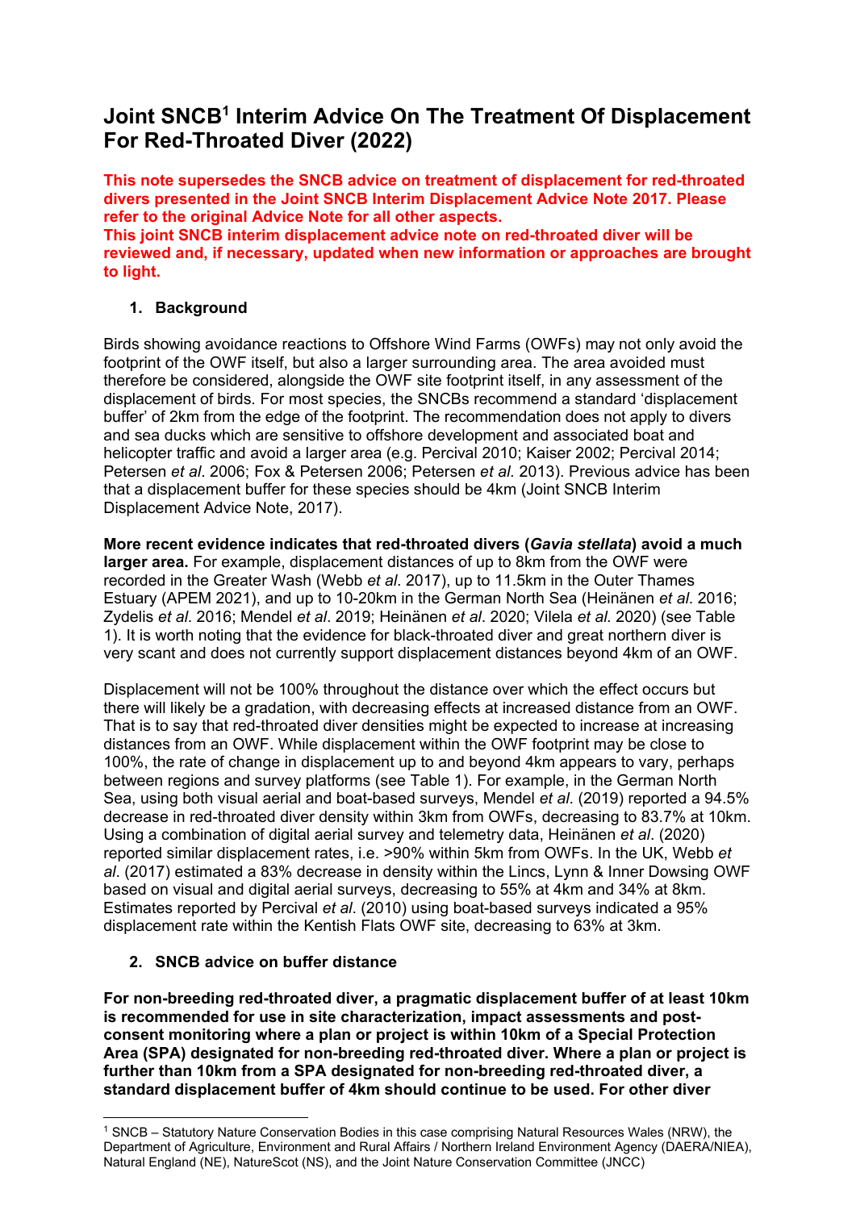# Joint SNCB[1] Interim Advice On The Treatment Of Displacement For Red-Throated Diver (2022)

**This note supersedes the SNCB advice on treatment of displacement for red-throated divers presented in the Joint SNCB Interim Displacement Advice Note 2017. Please refer to the original Advice Note for all other aspects.**
**This joint SNCB interim displacement advice note on red-throated diver will be reviewed and, if necessary, updated when new information or approaches are brought to light.**

## 1. Background

Birds showing avoidance reactions to Offshore Wind Farms (OWFs) may not only avoid the footprint of the OWF itself, but also a larger surrounding area. The area avoided must therefore be considered, alongside the OWF site footprint itself, in any assessment of the displacement of birds. For most species, the SNCBs recommend a standard 'displacement buffer' of 2km from the edge of the footprint. The recommendation does not apply to divers and sea ducks which are sensitive to offshore development and associated boat and helicopter traffic and avoid a larger area (e.g. Percival 2010; Kaiser 2002; Percival 2014; Petersen *et al*. 2006; Fox & Petersen 2006; Petersen *et al.* 2013). Previous advice has been that a displacement buffer for these species should be 4km (Joint SNCB Interim Displacement Advice Note, 2017).

**More recent evidence indicates that red-throated divers (*Gavia stellata*) avoid a much larger area.** For example, displacement distances of up to 8km from the OWF were recorded in the Greater Wash (Webb *et al*. 2017), up to 11.5km in the Outer Thames Estuary (APEM 2021), and up to 10-20km in the German North Sea (Heinänen *et al*. 2016; Zydelis *et al*. 2016; Mendel *et al*. 2019; Heinänen *et al*. 2020; Vilela *et al*. 2020) (see Table 1). It is worth noting that the evidence for black-throated diver and great northern diver is very scant and does not currently support displacement distances beyond 4km of an OWF.

Displacement will not be 100% throughout the distance over which the effect occurs but there will likely be a gradation, with decreasing effects at increased distance from an OWF. That is to say that red-throated diver densities might be expected to increase at increasing distances from an OWF. While displacement within the OWF footprint may be close to 100%, the rate of change in displacement up to and beyond 4km appears to vary, perhaps between regions and survey platforms (see Table 1). For example, in the German North Sea, using both visual aerial and boat-based surveys, Mendel *et al*. (2019) reported a 94.5% decrease in red-throated diver density within 3km from OWFs, decreasing to 83.7% at 10km. Using a combination of digital aerial survey and telemetry data, Heinänen *et al*. (2020) reported similar displacement rates, i.e. >90% within 5km from OWFs. In the UK, Webb *et al*. (2017) estimated a 83% decrease in density within the Lincs, Lynn & Inner Dowsing OWF based on visual and digital aerial surveys, decreasing to 55% at 4km and 34% at 8km. Estimates reported by Percival *et al*. (2010) using boat-based surveys indicated a 95% displacement rate within the Kentish Flats OWF site, decreasing to 63% at 3km.

## 2. SNCB advice on buffer distance

**For non-breeding red-throated diver, a pragmatic displacement buffer of at least 10km is recommended for use in site characterization, impact assessments and post-consent monitoring where a plan or project is within 10km of a Special Protection Area (SPA) designated for non-breeding red-throated diver. Where a plan or project is further than 10km from a SPA designated for non-breeding red-throated diver, a standard displacement buffer of 4km should continue to be used. For other diver**

[1] SNCB – Statutory Nature Conservation Bodies in this case comprising Natural Resources Wales (NRW), the Department of Agriculture, Environment and Rural Affairs / Northern Ireland Environment Agency (DAERA/NIEA), Natural England (NE), NatureScot (NS), and the Joint Nature Conservation Committee (JNCC)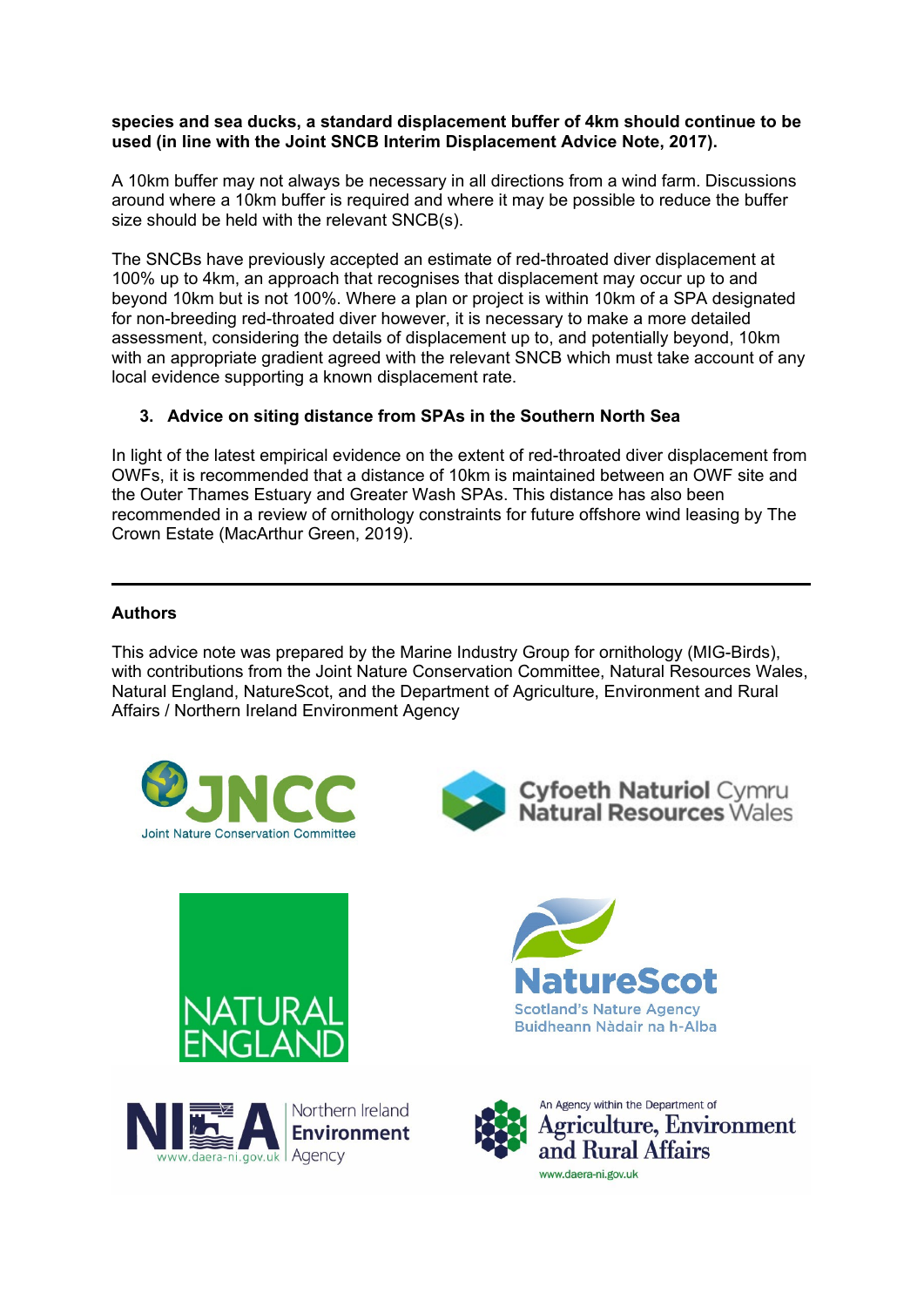**species and sea ducks, a standard displacement buffer of 4km should continue to be used (in line with the Joint SNCB Interim Displacement Advice Note, 2017).**

A 10km buffer may not always be necessary in all directions from a wind farm. Discussions around where a 10km buffer is required and where it may be possible to reduce the buffer size should be held with the relevant SNCB(s).

The SNCBs have previously accepted an estimate of red-throated diver displacement at 100% up to 4km, an approach that recognises that displacement may occur up to and beyond 10km but is not 100%. Where a plan or project is within 10km of a SPA designated for non-breeding red-throated diver however, it is necessary to make a more detailed assessment, considering the details of displacement up to, and potentially beyond, 10km with an appropriate gradient agreed with the relevant SNCB which must take account of any local evidence supporting a known displacement rate.

## 3. Advice on siting distance from SPAs in the Southern North Sea

In light of the latest empirical evidence on the extent of red-throated diver displacement from OWFs, it is recommended that a distance of 10km is maintained between an OWF site and the Outer Thames Estuary and Greater Wash SPAs. This distance has also been recommended in a review of ornithology constraints for future offshore wind leasing by The Crown Estate (MacArthur Green, 2019).

---

**Authors**

This advice note was prepared by the Marine Industry Group for ornithology (MIG-Birds), with contributions from the Joint Nature Conservation Committee, Natural Resources Wales, Natural England, NatureScot, and the Department of Agriculture, Environment and Rural Affairs / Northern Ireland Environment Agency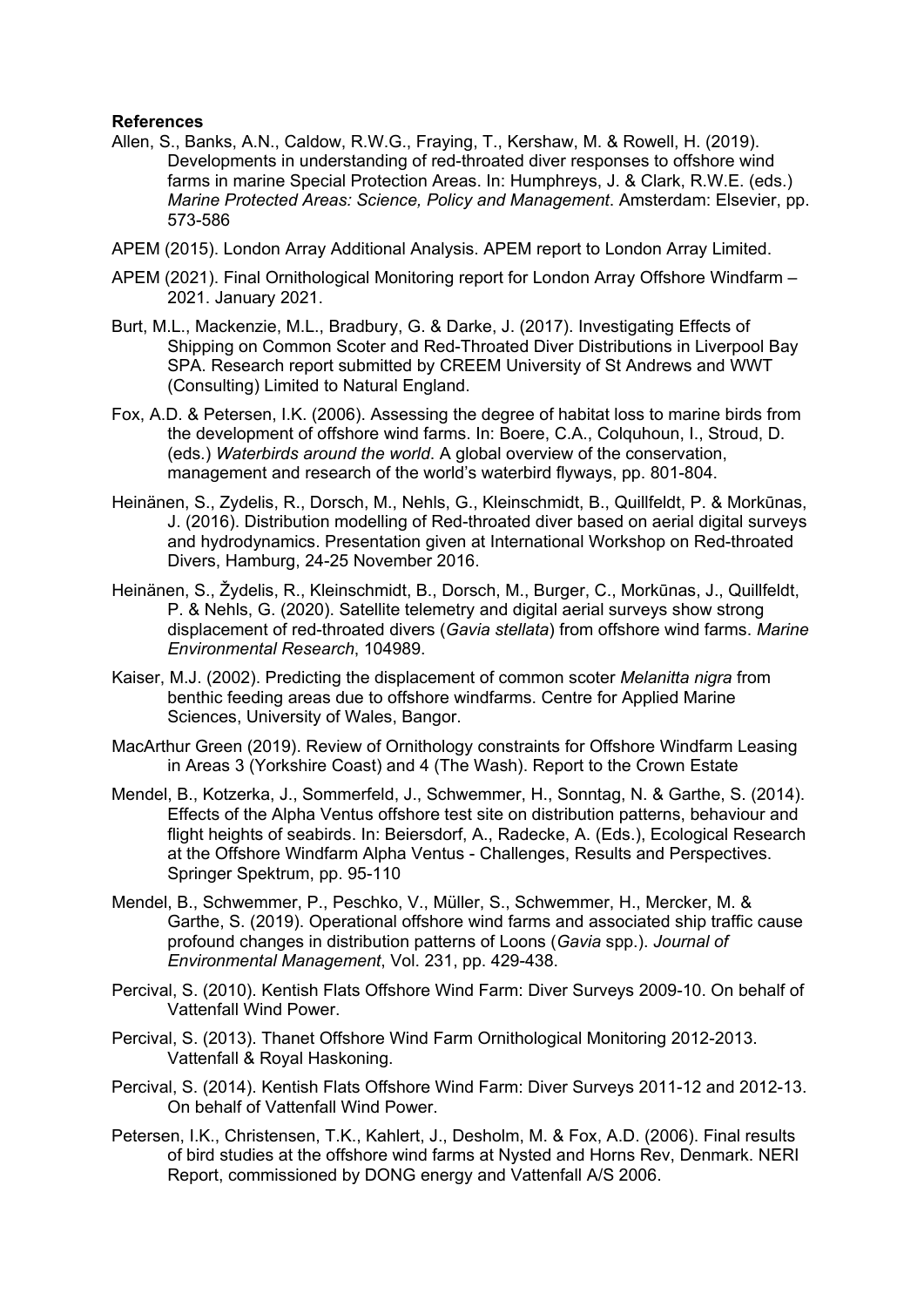**References**

Allen, S., Banks, A.N., Caldow, R.W.G., Fraying, T., Kershaw, M. & Rowell, H. (2019). Developments in understanding of red-throated diver responses to offshore wind farms in marine Special Protection Areas. In: Humphreys, J. & Clark, R.W.E. (eds.) *Marine Protected Areas: Science, Policy and Management*. Amsterdam: Elsevier, pp. 573-586

APEM (2015). London Array Additional Analysis. APEM report to London Array Limited.

APEM (2021). Final Ornithological Monitoring report for London Array Offshore Windfarm – 2021. January 2021.

Burt, M.L., Mackenzie, M.L., Bradbury, G. & Darke, J. (2017). Investigating Effects of Shipping on Common Scoter and Red-Throated Diver Distributions in Liverpool Bay SPA. Research report submitted by CREEM University of St Andrews and WWT (Consulting) Limited to Natural England.

Fox, A.D. & Petersen, I.K. (2006). Assessing the degree of habitat loss to marine birds from the development of offshore wind farms. In: Boere, C.A., Colquhoun, I., Stroud, D. (eds.) *Waterbirds around the world*. A global overview of the conservation, management and research of the world's waterbird flyways, pp. 801-804.

Heinänen, S., Zydelis, R., Dorsch, M., Nehls, G., Kleinschmidt, B., Quillfeldt, P. & Morkūnas, J. (2016). Distribution modelling of Red-throated diver based on aerial digital surveys and hydrodynamics. Presentation given at International Workshop on Red-throated Divers, Hamburg, 24-25 November 2016.

Heinänen, S., Žydelis, R., Kleinschmidt, B., Dorsch, M., Burger, C., Morkūnas, J., Quillfeldt, P. & Nehls, G. (2020). Satellite telemetry and digital aerial surveys show strong displacement of red-throated divers (*Gavia stellata*) from offshore wind farms. *Marine Environmental Research*, 104989.

Kaiser, M.J. (2002). Predicting the displacement of common scoter *Melanitta nigra* from benthic feeding areas due to offshore windfarms. Centre for Applied Marine Sciences, University of Wales, Bangor.

MacArthur Green (2019). Review of Ornithology constraints for Offshore Windfarm Leasing in Areas 3 (Yorkshire Coast) and 4 (The Wash). Report to the Crown Estate

Mendel, B., Kotzerka, J., Sommerfeld, J., Schwemmer, H., Sonntag, N. & Garthe, S. (2014). Effects of the Alpha Ventus offshore test site on distribution patterns, behaviour and flight heights of seabirds. In: Beiersdorf, A., Radecke, A. (Eds.), Ecological Research at the Offshore Windfarm Alpha Ventus - Challenges, Results and Perspectives. Springer Spektrum, pp. 95-110

Mendel, B., Schwemmer, P., Peschko, V., Müller, S., Schwemmer, H., Mercker, M. & Garthe, S. (2019). Operational offshore wind farms and associated ship traffic cause profound changes in distribution patterns of Loons (*Gavia* spp.). *Journal of Environmental Management*, Vol. 231, pp. 429-438.

Percival, S. (2010). Kentish Flats Offshore Wind Farm: Diver Surveys 2009-10. On behalf of Vattenfall Wind Power.

Percival, S. (2013). Thanet Offshore Wind Farm Ornithological Monitoring 2012-2013. Vattenfall & Royal Haskoning.

Percival, S. (2014). Kentish Flats Offshore Wind Farm: Diver Surveys 2011-12 and 2012-13. On behalf of Vattenfall Wind Power.

Petersen, I.K., Christensen, T.K., Kahlert, J., Desholm, M. & Fox, A.D. (2006). Final results of bird studies at the offshore wind farms at Nysted and Horns Rev, Denmark. NERI Report, commissioned by DONG energy and Vattenfall A/S 2006.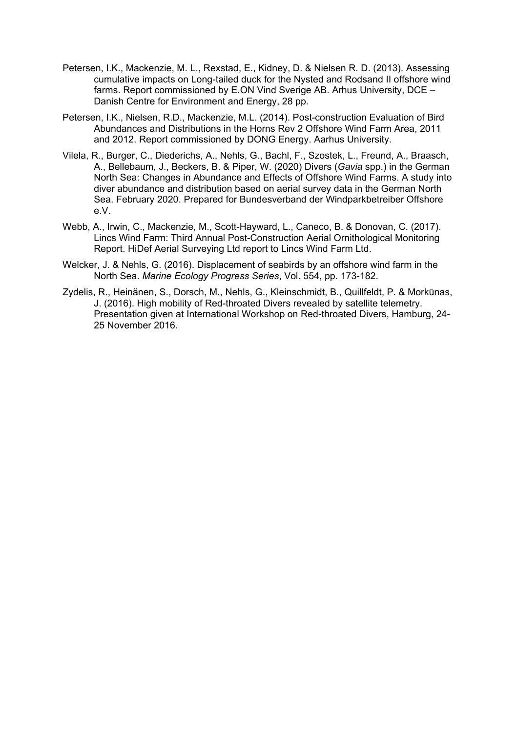Petersen, I.K., Mackenzie, M. L., Rexstad, E., Kidney, D. & Nielsen R. D. (2013). Assessing cumulative impacts on Long-tailed duck for the Nysted and Rodsand II offshore wind farms. Report commissioned by E.ON Vind Sverige AB. Arhus University, DCE – Danish Centre for Environment and Energy, 28 pp.

Petersen, I.K., Nielsen, R.D., Mackenzie, M.L. (2014). Post-construction Evaluation of Bird Abundances and Distributions in the Horns Rev 2 Offshore Wind Farm Area, 2011 and 2012. Report commissioned by DONG Energy. Aarhus University.

Vilela, R., Burger, C., Diederichs, A., Nehls, G., Bachl, F., Szostek, L., Freund, A., Braasch, A., Bellebaum, J., Beckers, B. & Piper, W. (2020) Divers (*Gavia* spp.) in the German North Sea: Changes in Abundance and Effects of Offshore Wind Farms. A study into diver abundance and distribution based on aerial survey data in the German North Sea. February 2020. Prepared for Bundesverband der Windparkbetreiber Offshore e.V.

Webb, A., Irwin, C., Mackenzie, M., Scott-Hayward, L., Caneco, B. & Donovan, C. (2017). Lincs Wind Farm: Third Annual Post-Construction Aerial Ornithological Monitoring Report. HiDef Aerial Surveying Ltd report to Lincs Wind Farm Ltd.

Welcker, J. & Nehls, G. (2016). Displacement of seabirds by an offshore wind farm in the North Sea. *Marine Ecology Progress Series*, Vol. 554, pp. 173-182.

Zydelis, R., Heinänen, S., Dorsch, M., Nehls, G., Kleinschmidt, B., Quillfeldt, P. & Morkūnas, J. (2016). High mobility of Red-throated Divers revealed by satellite telemetry. Presentation given at International Workshop on Red-throated Divers, Hamburg, 24-25 November 2016.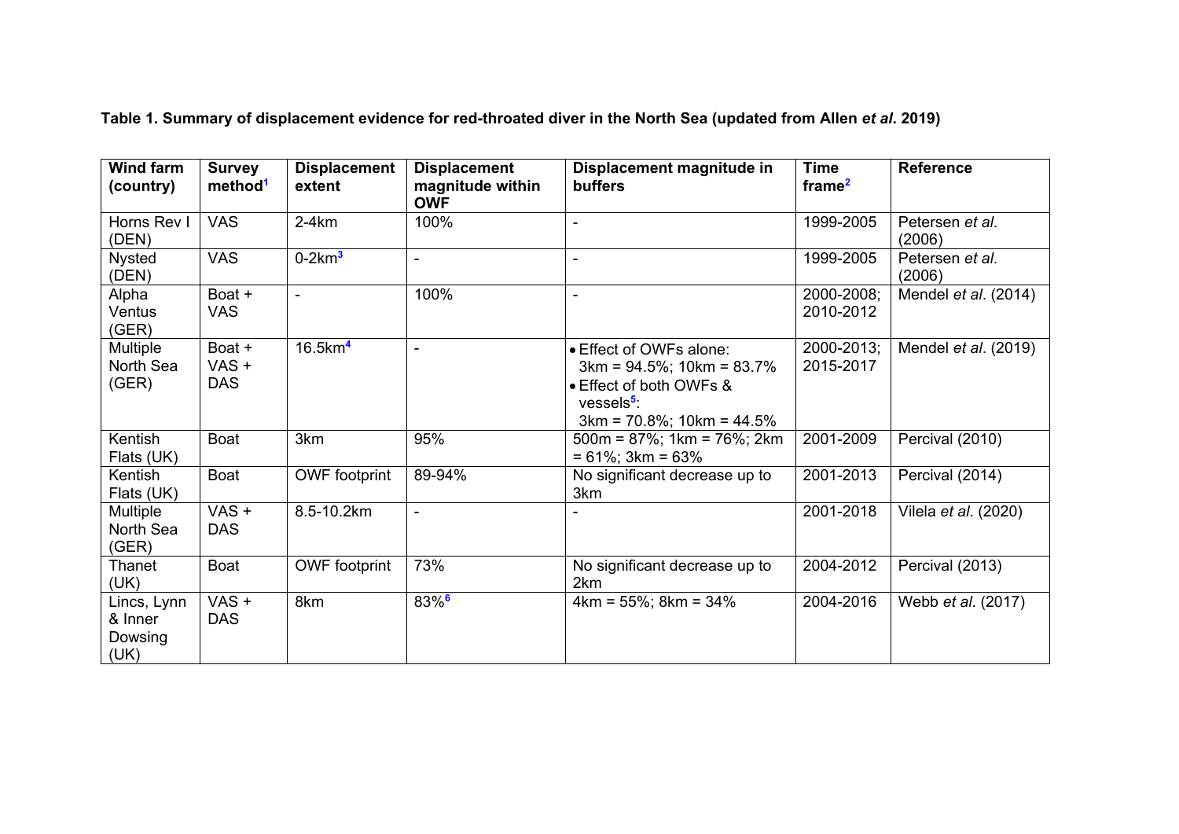**Table 1. Summary of displacement evidence for red-throated diver in the North Sea (updated from Allen *et al*. 2019)**

| Wind farm (country) | Survey method[1] | Displacement extent | Displacement magnitude within OWF | Displacement magnitude in buffers | Time frame[2] | Reference |
|---|---|---|---|---|---|---|
| Horns Rev I (DEN) | VAS | 2-4km | 100% | - | 1999-2005 | Petersen *et al*. (2006) |
| Nysted (DEN) | VAS | 0-2km[3] | - | - | 1999-2005 | Petersen *et al*. (2006) |
| Alpha Ventus (GER) | Boat + VAS | - | 100% | - | 2000-2008; 2010-2012 | Mendel *et al*. (2014) |
| Multiple North Sea (GER) | Boat + VAS + DAS | 16.5km[4] | - | • Effect of OWFs alone: 3km = 94.5%; 10km = 83.7% <br> • Effect of both OWFs & vessels[5]: 3km = 70.8%; 10km = 44.5% | 2000-2013; 2015-2017 | Mendel *et al*. (2019) |
| Kentish Flats (UK) | Boat | 3km | 95% | 500m = 87%; 1km = 76%; 2km = 61%; 3km = 63% | 2001-2009 | Percival (2010) |
| Kentish Flats (UK) | Boat | OWF footprint | 89-94% | No significant decrease up to 3km | 2001-2013 | Percival (2014) |
| Multiple North Sea (GER) | VAS + DAS | 8.5-10.2km | - | - | 2001-2018 | Vilela *et al*. (2020) |
| Thanet (UK) | Boat | OWF footprint | 73% | No significant decrease up to 2km | 2004-2012 | Percival (2013) |
| Lincs, Lynn & Inner Dowsing (UK) | VAS + DAS | 8km | 83%[6] | 4km = 55%; 8km = 34% | 2004-2016 | Webb *et al*. (2017) |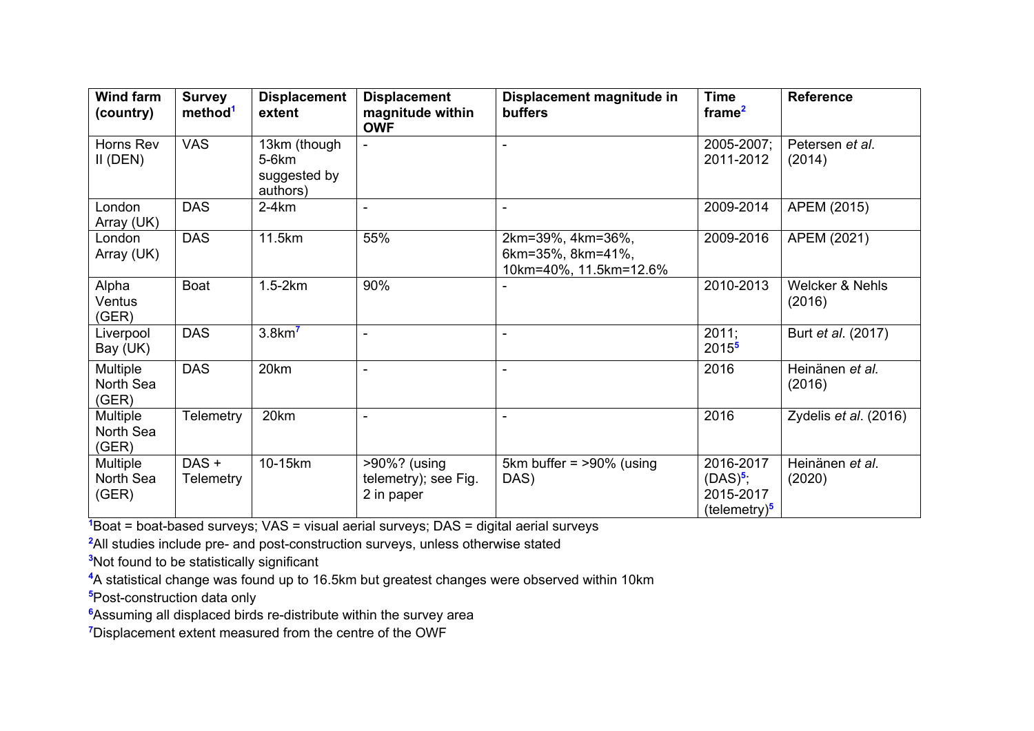| Wind farm (country) | Survey method[1] | Displacement extent | Displacement magnitude within OWF | Displacement magnitude in buffers | Time frame[2] | Reference |
|---|---|---|---|---|---|---|
| Horns Rev II (DEN) | VAS | 13km (though 5-6km suggested by authors) | - | - | 2005-2007; 2011-2012 | Petersen *et al.* (2014) |
| London Array (UK) | DAS | 2-4km | - | - | 2009-2014 | APEM (2015) |
| London Array (UK) | DAS | 11.5km | 55% | 2km=39%, 4km=36%, 6km=35%, 8km=41%, 10km=40%, 11.5km=12.6% | 2009-2016 | APEM (2021) |
| Alpha Ventus (GER) | Boat | 1.5-2km | 90% | - | 2010-2013 | Welcker & Nehls (2016) |
| Liverpool Bay (UK) | DAS | 3.8km[7] | - | - | 2011; 2015[5] | Burt *et al*. (2017) |
| Multiple North Sea (GER) | DAS | 20km | - | - | 2016 | Heinänen *et al.* (2016) |
| Multiple North Sea (GER) | Telemetry | 20km | - | - | 2016 | Zydelis *et al*. (2016) |
| Multiple North Sea (GER) | DAS + Telemetry | 10-15km | >90%? (using telemetry); see Fig. 2 in paper | 5km buffer = >90% (using DAS) | 2016-2017 (DAS)[5]; 2015-2017 (telemetry)[5] | Heinänen *et al*. (2020) |

[1]Boat = boat-based surveys; VAS = visual aerial surveys; DAS = digital aerial surveys

[2]All studies include pre- and post-construction surveys, unless otherwise stated

[3]Not found to be statistically significant

[4]A statistical change was found up to 16.5km but greatest changes were observed within 10km

[5]Post-construction data only

[6]Assuming all displaced birds re-distribute within the survey area

[7]Displacement extent measured from the centre of the OWF